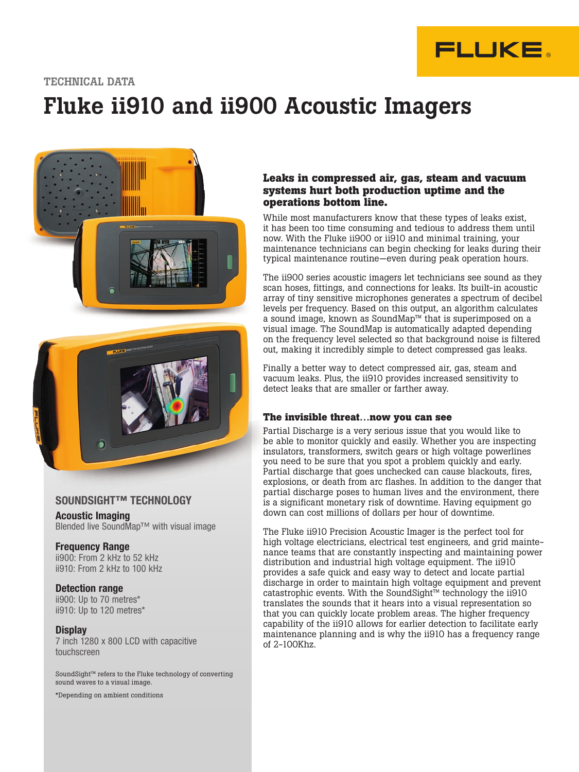TECHNICAL DATA

# Fluke ii910 and ii900 Acoustic Imagers

## SOUNDSIGHT™ TECHNOLOGY

**Acoustic Imaging**
Blended live SoundMap™ with visual image

**Frequency Range**
ii900: From 2 kHz to 52 kHz
ii910: From 2 kHz to 100 kHz

**Detection range**
ii900: Up to 70 metres*
ii910: Up to 120 metres*

**Display**
7 inch 1280 x 800 LCD with capacitive touchscreen

SoundSight™ refers to the Fluke technology of converting sound waves to a visual image.

*Depending on ambient conditions

### Leaks in compressed air, gas, steam and vacuum systems hurt both production uptime and the operations bottom line.

While most manufacturers know that these types of leaks exist, it has been too time consuming and tedious to address them until now. With the Fluke ii900 or ii910 and minimal training, your maintenance technicians can begin checking for leaks during their typical maintenance routine—even during peak operation hours.

The ii900 series acoustic imagers let technicians see sound as they scan hoses, fittings, and connections for leaks. Its built-in acoustic array of tiny sensitive microphones generates a spectrum of decibel levels per frequency. Based on this output, an algorithm calculates a sound image, known as SoundMap™ that is superimposed on a visual image. The SoundMap is automatically adapted depending on the frequency level selected so that background noise is filtered out, making it incredibly simple to detect compressed gas leaks.

Finally a better way to detect compressed air, gas, steam and vacuum leaks. Plus, the ii910 provides increased sensitivity to detect leaks that are smaller or farther away.

### The invisible threat…now you can see

Partial Discharge is a very serious issue that you would like to be able to monitor quickly and easily. Whether you are inspecting insulators, transformers, switch gears or high voltage powerlines you need to be sure that you spot a problem quickly and early. Partial discharge that goes unchecked can cause blackouts, fires, explosions, or death from arc flashes. In addition to the danger that partial discharge poses to human lives and the environment, there is a significant monetary risk of downtime. Having equipment go down can cost millions of dollars per hour of downtime.

The Fluke ii910 Precision Acoustic Imager is the perfect tool for high voltage electricians, electrical test engineers, and grid maintenance teams that are constantly inspecting and maintaining power distribution and industrial high voltage equipment. The ii910 provides a safe quick and easy way to detect and locate partial discharge in order to maintain high voltage equipment and prevent catastrophic events. With the SoundSight™ technology the ii910 translates the sounds that it hears into a visual representation so that you can quickly locate problem areas. The higher frequency capability of the ii910 allows for earlier detection to facilitate early maintenance planning and is why the ii910 has a frequency range of 2-100Khz.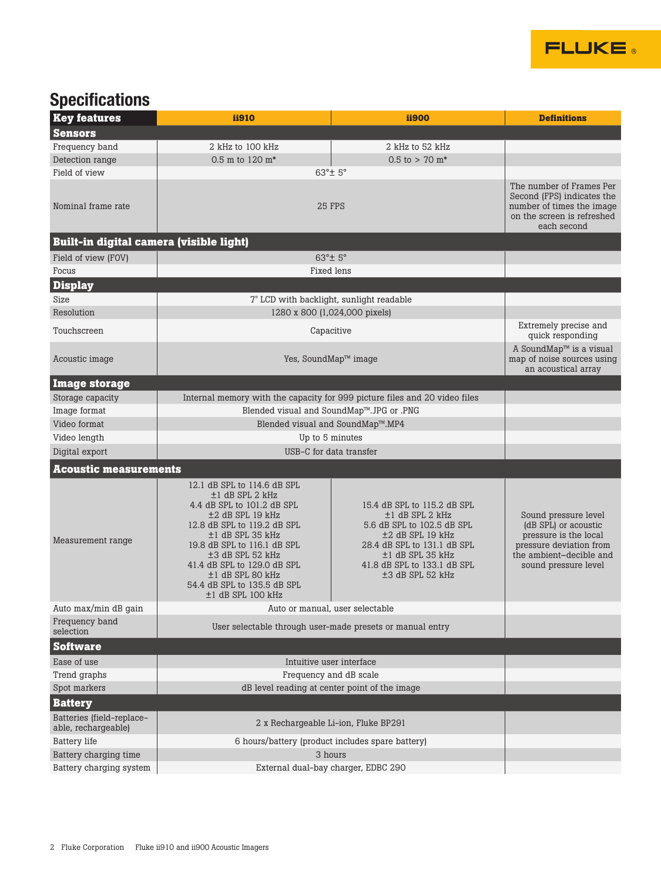## Specifications

| Key features | ii910 | ii900 | Definitions |
|---|---|---|---|
| **Sensors** | | | |
| Frequency band | 2 kHz to 100 kHz | 2 kHz to 52 kHz | |
| Detection range | 0.5 m to 120 m* | 0.5 to > 70 m* | |
| Field of view | 63°± 5° | | |
| Nominal frame rate | 25 FPS | | The number of Frames Per Second (FPS) indicates the number of times the image on the screen is refreshed each second |
| **Built-in digital camera (visible light)** | | | |
| Field of view (FOV) | 63°± 5° | | |
| Focus | Fixed lens | | |
| **Display** | | | |
| Size | 7" LCD with backlight, sunlight readable | | |
| Resolution | 1280 x 800 (1,024,000 pixels) | | |
| Touchscreen | Capacitive | | Extremely precise and quick responding |
| Acoustic image | Yes, SoundMap™ image | | A SoundMap™ is a visual map of noise sources using an acoustical array |
| **Image storage** | | | |
| Storage capacity | Internal memory with the capacity for 999 picture files and 20 video files | | |
| Image format | Blended visual and SoundMap™.JPG or .PNG | | |
| Video format | Blended visual and SoundMap™.MP4 | | |
| Video length | Up to 5 minutes | | |
| Digital export | USB-C for data transfer | | |
| **Acoustic measurements** | | | |
| Measurement range | 12.1 dB SPL to 114.6 dB SPL ±1 dB SPL 2 kHz<br>4.4 dB SPL to 101.2 dB SPL ±2 dB SPL 19 kHz<br>12.8 dB SPL to 119.2 dB SPL ±1 dB SPL 35 kHz<br>19.8 dB SPL to 116.1 dB SPL ±3 dB SPL 52 kHz<br>41.4 dB SPL to 129.0 dB SPL ±1 dB SPL 80 kHz<br>54.4 dB SPL to 135.5 dB SPL ±1 dB SPL 100 kHz | 15.4 dB SPL to 115.2 dB SPL ±1 dB SPL 2 kHz<br>5.6 dB SPL to 102.5 dB SPL ±2 dB SPL 19 kHz<br>28.4 dB SPL to 131.1 dB SPL ±1 dB SPL 35 kHz<br>41.8 dB SPL to 133.1 dB SPL ±3 dB SPL 52 kHz | Sound pressure level (dB SPL) or acoustic pressure is the local pressure deviation from the ambient–decible and sound pressure level |
| Auto max/min dB gain | Auto or manual, user selectable | | |
| Frequency band selection | User selectable through user-made presets or manual entry | | |
| **Software** | | | |
| Ease of use | Intuitive user interface | | |
| Trend graphs | Frequency and dB scale | | |
| Spot markers | dB level reading at center point of the image | | |
| **Battery** | | | |
| Batteries (field-replace-able, rechargeable) | 2 x Rechargeable Li-ion, Fluke BP291 | | |
| Battery life | 6 hours/battery (product includes spare battery) | | |
| Battery charging time | 3 hours | | |
| Battery charging system | External dual-bay charger, EDBC 290 | | |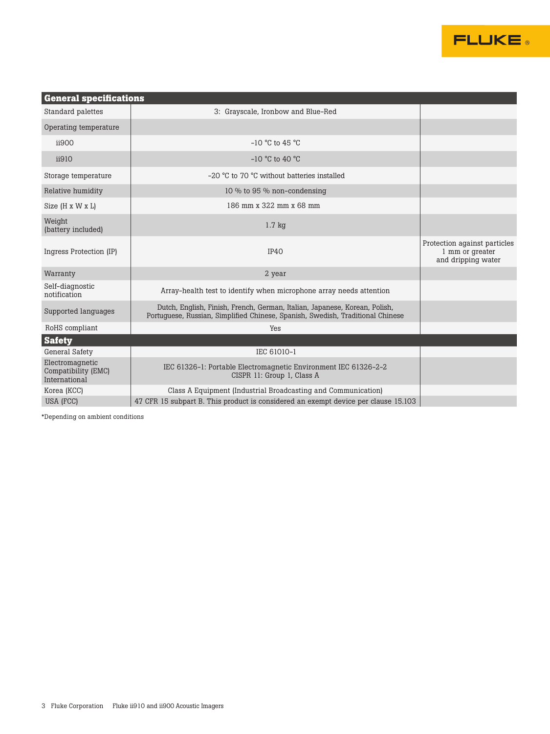| General specifications | | |
|---|---|---|
| Standard palettes | 3: Grayscale, Ironbow and Blue-Red | |
| Operating temperature | | |
| ii900 | -10 °C to 45 °C | |
| ii910 | -10 °C to 40 °C | |
| Storage temperature | -20 °C to 70 °C without batteries installed | |
| Relative humidity | 10 % to 95 % non-condensing | |
| Size (H x W x L) | 186 mm x 322 mm x 68 mm | |
| Weight (battery included) | 1.7 kg | |
| Ingress Protection (IP) | IP40 | Protection against particles 1 mm or greater and dripping water |
| Warranty | 2 year | |
| Self-diagnostic notification | Array-health test to identify when microphone array needs attention | |
| Supported languages | Dutch, English, Finish, French, German, Italian, Japanese, Korean, Polish, Portuguese, Russian, Simplified Chinese, Spanish, Swedish, Traditional Chinese | |
| RoHS compliant | Yes | |
| **Safety** | | |
| General Safety | IEC 61010-1 | |
| Electromagnetic Compatibility (EMC) International | IEC 61326-1: Portable Electromagnetic Environment IEC 61326-2-2 CISPR 11: Group 1, Class A | |
| Korea (KCC) | Class A Equipment (Industrial Broadcasting and Communication) | |
| USA (FCC) | 47 CFR 15 subpart B. This product is considered an exempt device per clause 15.103 | |

*Depending on ambient conditions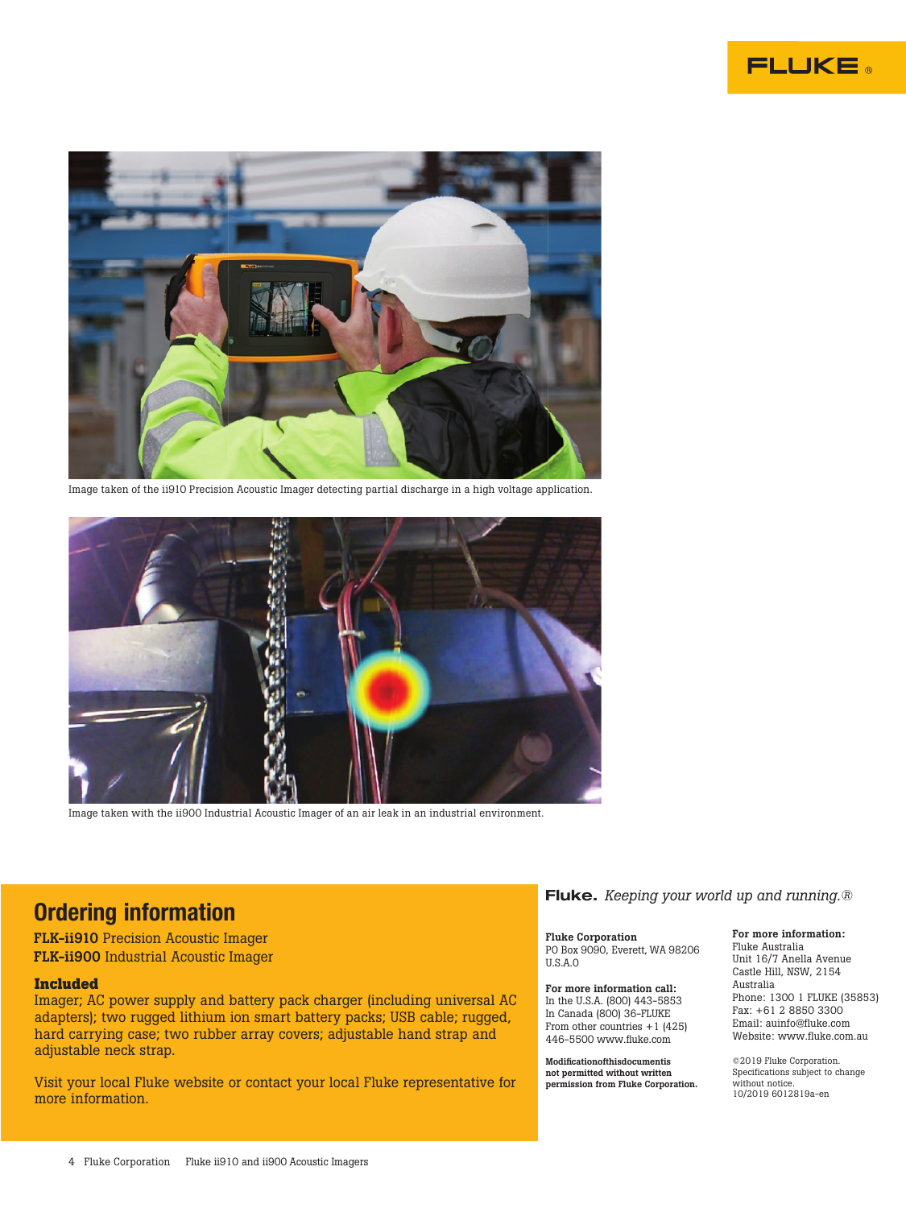Image taken of the ii910 Precision Acoustic Imager detecting partial discharge in a high voltage application.

Image taken with the ii900 Industrial Acoustic Imager of an air leak in an industrial environment.

## Ordering information

**FLK-ii910** Precision Acoustic Imager
**FLK-ii900** Industrial Acoustic Imager

**Included**
Imager; AC power supply and battery pack charger (including universal AC adapters); two rugged lithium ion smart battery packs; USB cable; rugged, hard carrying case; two rubber array covers; adjustable hand strap and adjustable neck strap.

Visit your local Fluke website or contact your local Fluke representative for more information.

**Fluke.** *Keeping your world up and running.®*

**Fluke Corporation**
PO Box 9090, Everett, WA 98206
U.S.A.0

**For more information call:**
In the U.S.A. (800) 443-5853
In Canada (800) 36-FLUKE
From other countries +1 (425) 446-5500 www.fluke.com

**Modificationofthisdocumentis not permitted without written permission from Fluke Corporation.**

**For more information:**
Fluke Australia
Unit 16/7 Anella Avenue
Castle Hill, NSW, 2154
Australia
Phone: 1300 1 FLUKE (35853)
Fax: +61 2 8850 3300
Email: auinfo@fluke.com
Website: www.fluke.com.au

©2019 Fluke Corporation.
Specifications subject to change without notice.
10/2019 6012819a-en